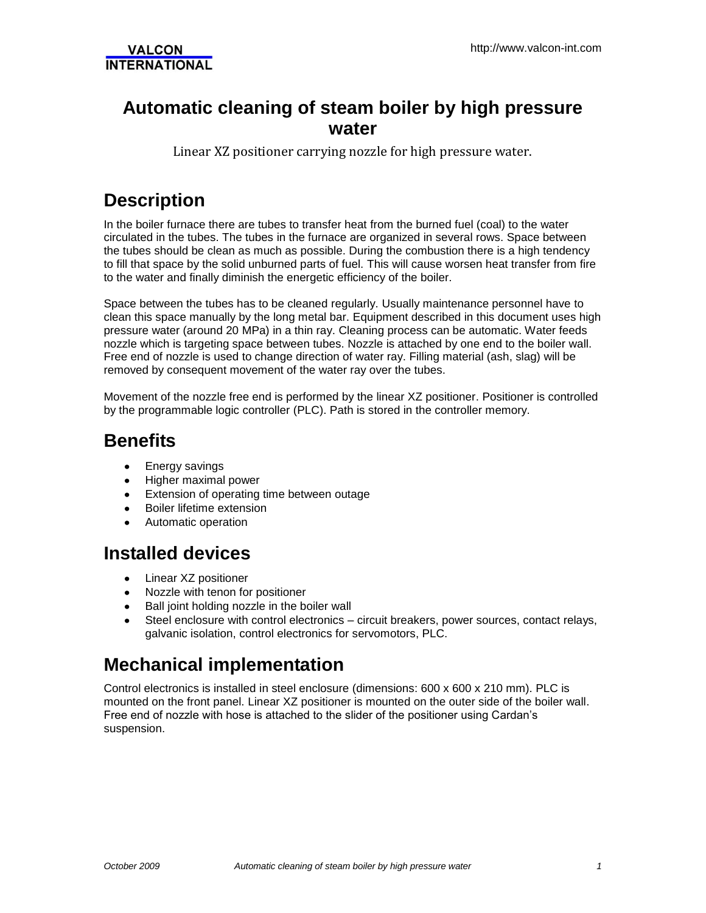# Automatic cleaning of steam boiler by high pressure water

Linear XZ positioner carrying nozzle for high pressure water.

## Description

In the boiler furnace there are tubes to transfer heat from the burned fuel (coal) to the water circulated in the tubes. The tubes in the furnace are organized in several rows. Space between the tubes should be clean as much as possible. During the combustion there is a high tendency to fill that space by the solid unburned parts of fuel. This will cause worsen heat transfer from fire to the water and finally diminish the energetic efficiency of the boiler.

Space between the tubes has to be cleaned regularly. Usually maintenance personnel have to clean this space manually by the long metal bar. Equipment described in this document uses high pressure water (around 20 MPa) in a thin ray. Cleaning process can be automatic. Water feeds nozzle which is targeting space between tubes. Nozzle is attached by one end to the boiler wall. Free end of nozzle is used to change direction of water ray. Filling material (ash, slag) will be removed by consequent movement of the water ray over the tubes.

Movement of the nozzle free end is performed by the linear XZ positioner. Positioner is controlled by the programmable logic controller (PLC). Path is stored in the controller memory.

## Benefits

- Energy savings
- Higher maximal power
- Extension of operating time between outage
- Boiler lifetime extension
- Automatic operation

## Installed devices

- Linear XZ positioner
- Nozzle with tenon for positioner
- Ball joint holding nozzle in the boiler wall
- Steel enclosure with control electronics – circuit breakers, power sources, contact relays, galvanic isolation, control electronics for servomotors, PLC.

## Mechanical implementation

Control electronics is installed in steel enclosure (dimensions: 600 x 600 x 210 mm). PLC is mounted on the front panel. Linear XZ positioner is mounted on the outer side of the boiler wall. Free end of nozzle with hose is attached to the slider of the positioner using Cardan's suspension.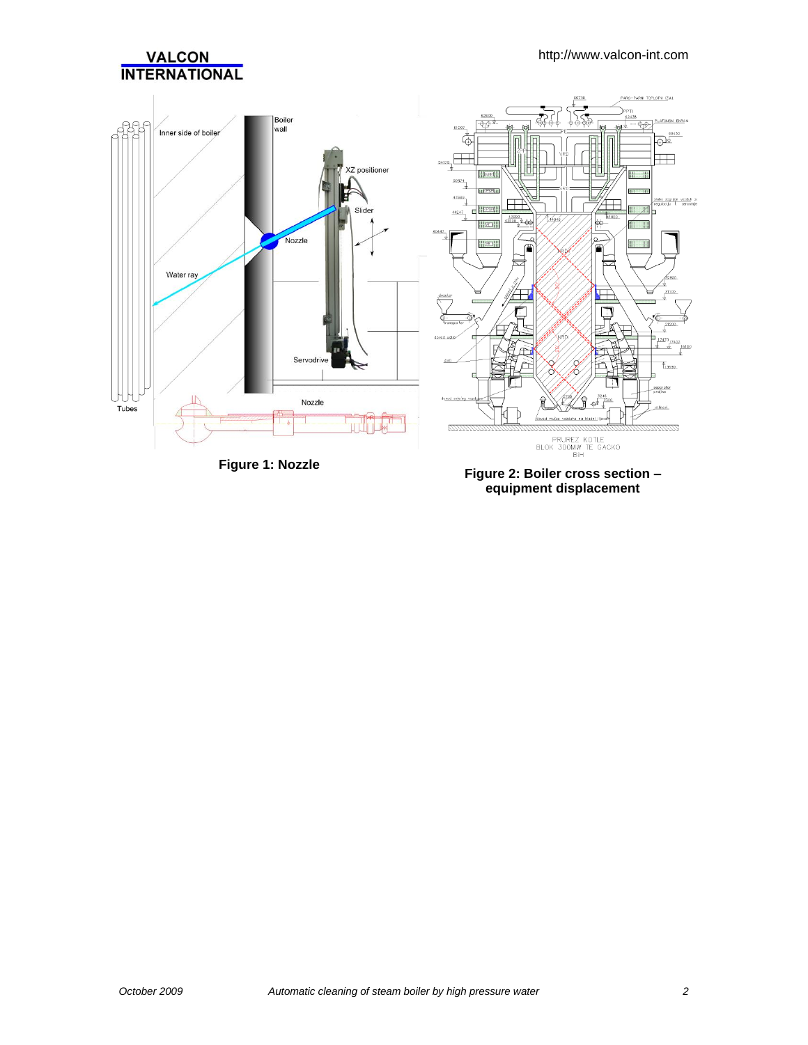Figure 1: Nozzle

Figure 2: Boiler cross section – equipment displacement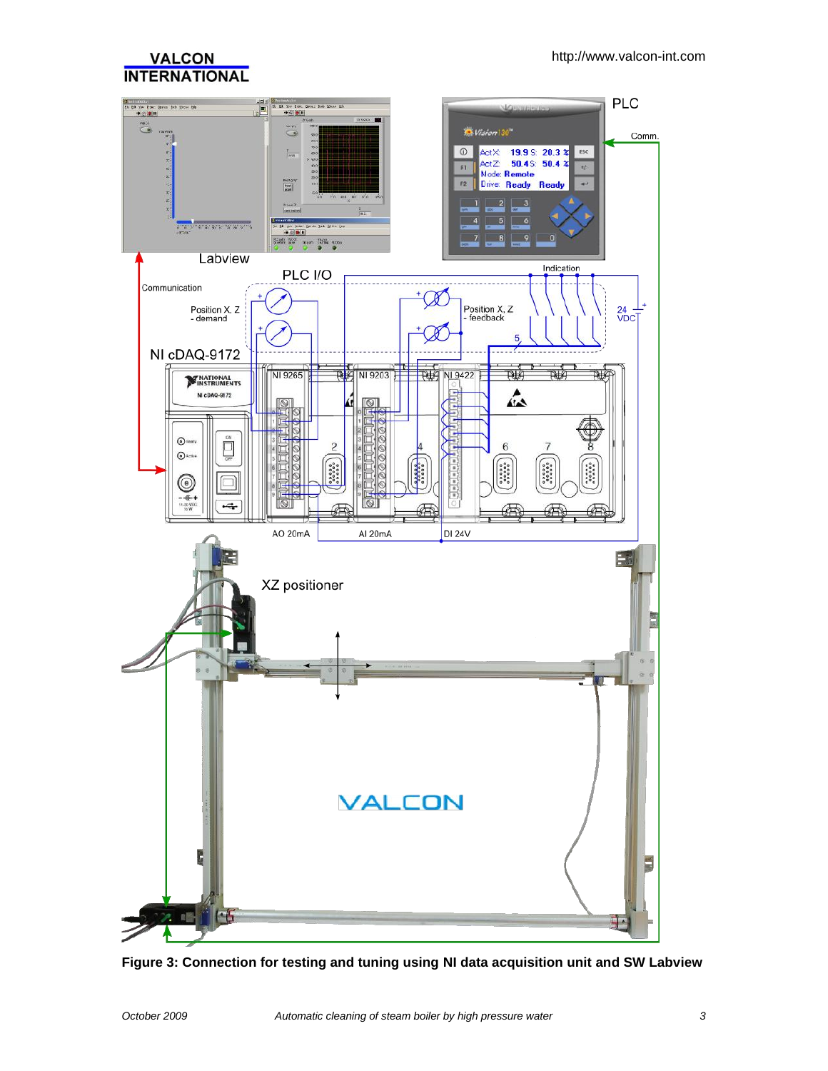**Figure 3: Connection for testing and tuning using NI data acquisition unit and SW Labview**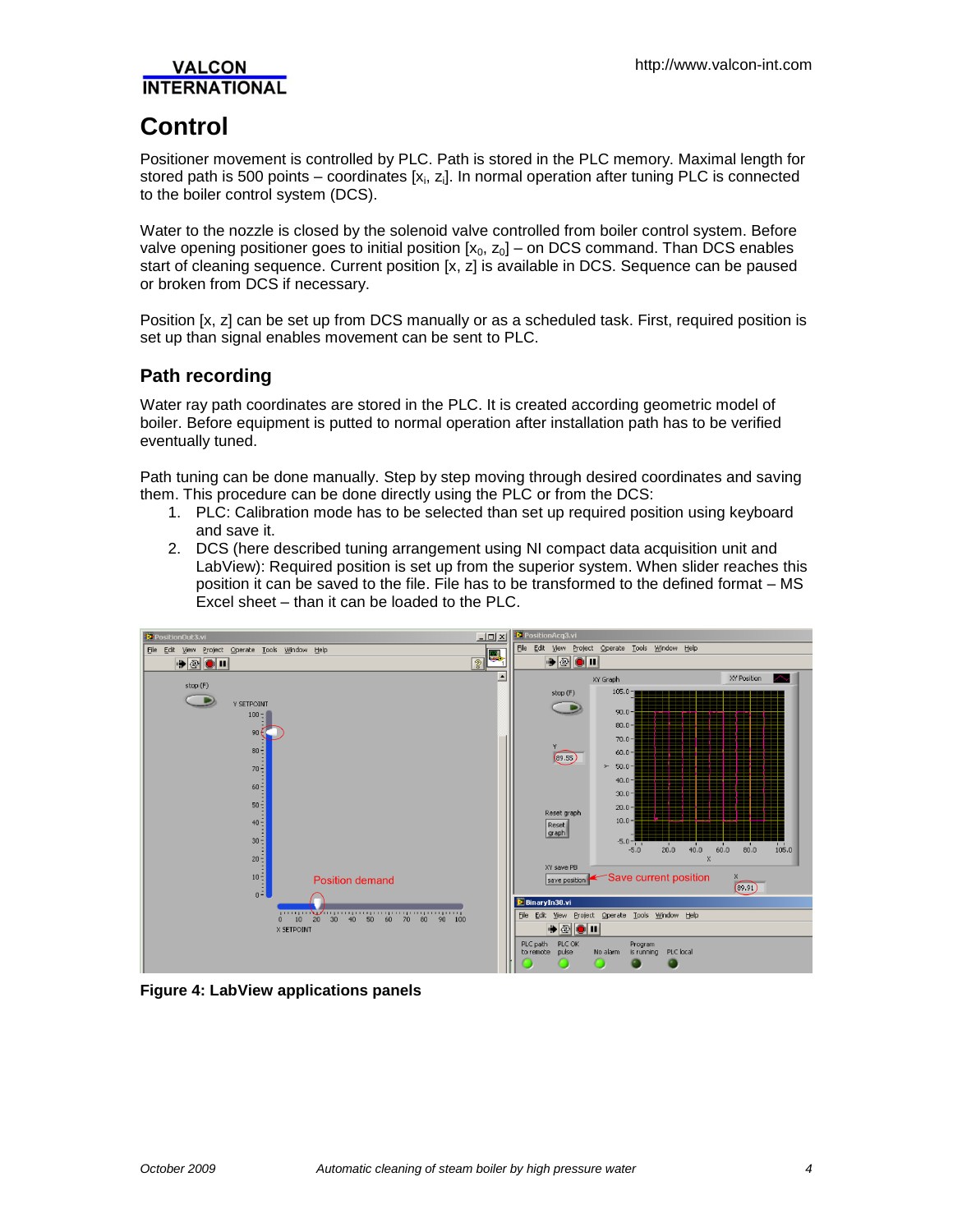# Control

Positioner movement is controlled by PLC. Path is stored in the PLC memory. Maximal length for stored path is 500 points – coordinates [$x_i$, $z_i$]. In normal operation after tuning PLC is connected to the boiler control system (DCS).

Water to the nozzle is closed by the solenoid valve controlled from boiler control system. Before valve opening positioner goes to initial position [$x_0$, $z_0$] – on DCS command. Than DCS enables start of cleaning sequence. Current position [x, z] is available in DCS. Sequence can be paused or broken from DCS if necessary.

Position [x, z] can be set up from DCS manually or as a scheduled task. First, required position is set up than signal enables movement can be sent to PLC.

## Path recording

Water ray path coordinates are stored in the PLC. It is created according geometric model of boiler. Before equipment is putted to normal operation after installation path has to be verified eventually tuned.

Path tuning can be done manually. Step by step moving through desired coordinates and saving them. This procedure can be done directly using the PLC or from the DCS:

1. PLC: Calibration mode has to be selected than set up required position using keyboard and save it.
2. DCS (here described tuning arrangement using NI compact data acquisition unit and LabView): Required position is set up from the superior system. When slider reaches this position it can be saved to the file. File has to be transformed to the defined format – MS Excel sheet – than it can be loaded to the PLC.

PositionOut3.vi

stop (F)

Y SETPOINT

Position demand

X SETPOINT

PositionAcq3.vi

XY Graph

XY Position

stop (F)

Y

89.55

Reset graph

XY save PB

save position

Save current position

X

89.91

BinaryIn30.vi

PLC path to remote

PLC OK pulse

No alarm

Program is running

PLC local

**Figure 4: LabView applications panels**